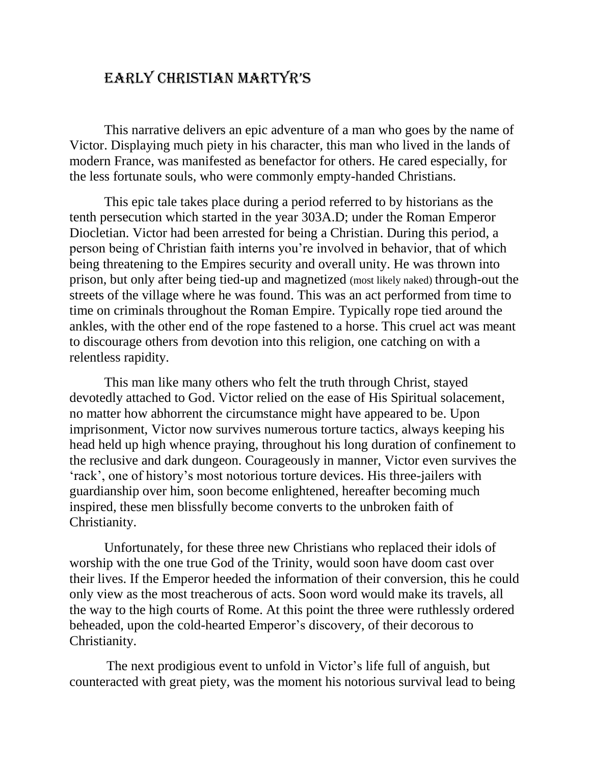# Early Christian Martyr's

This narrative delivers an epic adventure of a man who goes by the name of Victor. Displaying much piety in his character, this man who lived in the lands of modern France, was manifested as benefactor for others. He cared especially, for the less fortunate souls, who were commonly empty-handed Christians.

This epic tale takes place during a period referred to by historians as the tenth persecution which started in the year 303A.D; under the Roman Emperor Diocletian. Victor had been arrested for being a Christian. During this period, a person being of Christian faith interns you're involved in behavior, that of which being threatening to the Empires security and overall unity. He was thrown into prison, but only after being tied-up and magnetized (most likely naked) through-out the streets of the village where he was found. This was an act performed from time to time on criminals throughout the Roman Empire. Typically rope tied around the ankles, with the other end of the rope fastened to a horse. This cruel act was meant to discourage others from devotion into this religion, one catching on with a relentless rapidity.

This man like many others who felt the truth through Christ, stayed devotedly attached to God. Victor relied on the ease of His Spiritual solacement, no matter how abhorrent the circumstance might have appeared to be. Upon imprisonment, Victor now survives numerous torture tactics, always keeping his head held up high whence praying, throughout his long duration of confinement to the reclusive and dark dungeon. Courageously in manner, Victor even survives the 'rack', one of history's most notorious torture devices. His three-jailers with guardianship over him, soon become enlightened, hereafter becoming much inspired, these men blissfully become converts to the unbroken faith of Christianity.

Unfortunately, for these three new Christians who replaced their idols of worship with the one true God of the Trinity, would soon have doom cast over their lives. If the Emperor heeded the information of their conversion, this he could only view as the most treacherous of acts. Soon word would make its travels, all the way to the high courts of Rome. At this point the three were ruthlessly ordered beheaded, upon the cold-hearted Emperor's discovery, of their decorous to Christianity.

The next prodigious event to unfold in Victor's life full of anguish, but counteracted with great piety, was the moment his notorious survival lead to being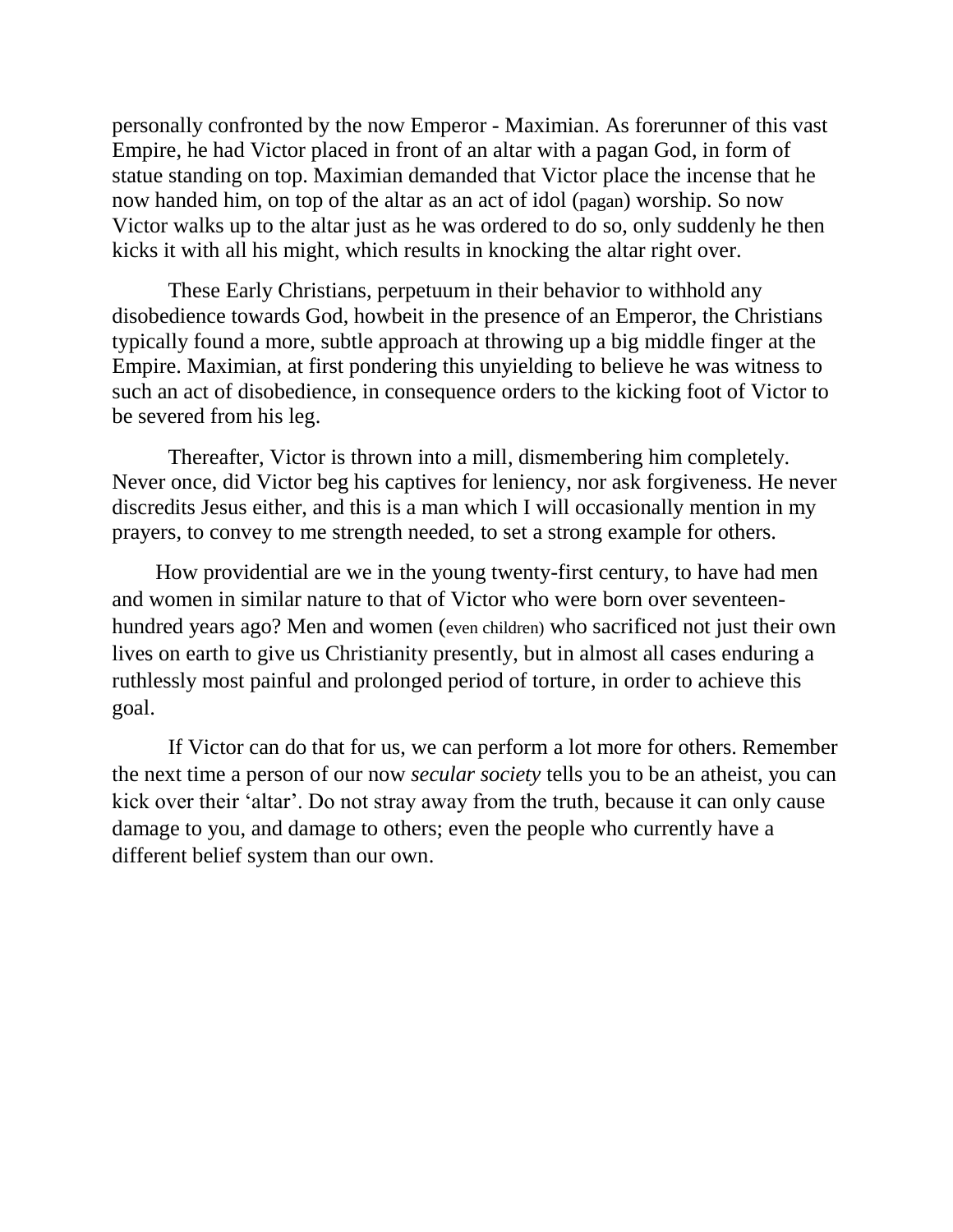personally confronted by the now Emperor - Maximian. As forerunner of this vast Empire, he had Victor placed in front of an altar with a pagan God, in form of statue standing on top. Maximian demanded that Victor place the incense that he now handed him, on top of the altar as an act of idol (pagan) worship. So now Victor walks up to the altar just as he was ordered to do so, only suddenly he then kicks it with all his might, which results in knocking the altar right over.

These Early Christians, perpetuum in their behavior to withhold any disobedience towards God, howbeit in the presence of an Emperor, the Christians typically found a more, subtle approach at throwing up a big middle finger at the Empire. Maximian, at first pondering this unyielding to believe he was witness to such an act of disobedience, in consequence orders to the kicking foot of Victor to be severed from his leg.

Thereafter, Victor is thrown into a mill, dismembering him completely. Never once, did Victor beg his captives for leniency, nor ask forgiveness. He never discredits Jesus either, and this is a man which I will occasionally mention in my prayers, to convey to me strength needed, to set a strong example for others.

How providential are we in the young twenty-first century, to have had men and women in similar nature to that of Victor who were born over seventeen-hundred years ago? Men and women (even children) who sacrificed not just their own lives on earth to give us Christianity presently, but in almost all cases enduring a ruthlessly most painful and prolonged period of torture, in order to achieve this goal.

If Victor can do that for us, we can perform a lot more for others. Remember the next time a person of our now *secular society* tells you to be an atheist, you can kick over their 'altar'. Do not stray away from the truth, because it can only cause damage to you, and damage to others; even the people who currently have a different belief system than our own.